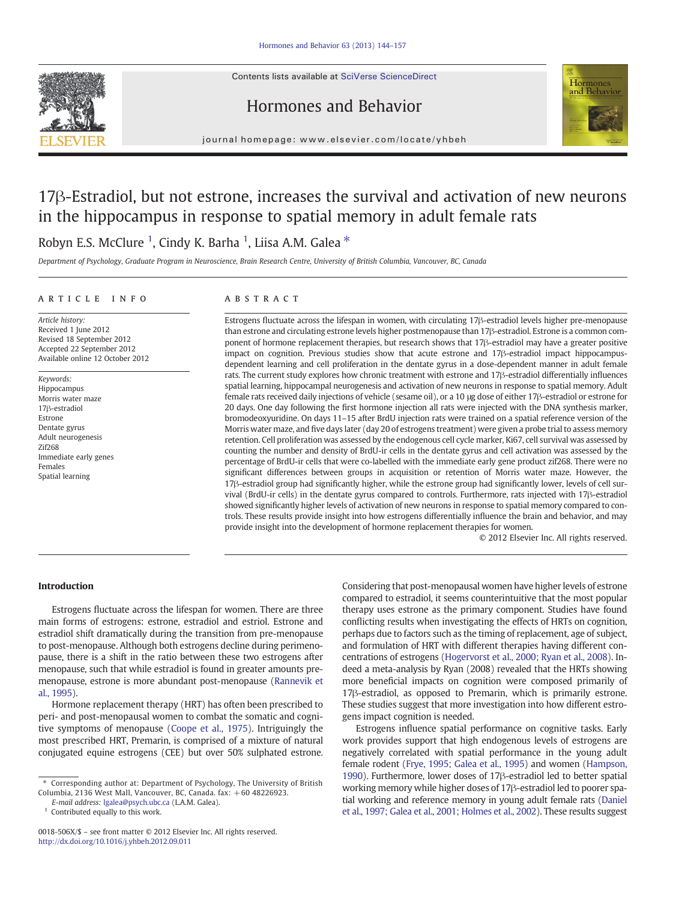# 17β-Estradiol, but not estrone, increases the survival and activation of new neurons in the hippocampus in response to spatial memory in adult female rats

Robyn E.S. McClure [1], Cindy K. Barha [1], Liisa A.M. Galea *

*Department of Psychology, Graduate Program in Neuroscience, Brain Research Centre, University of British Columbia, Vancouver, BC, Canada*

## ARTICLE INFO

*Article history:*
Received 1 June 2012
Revised 18 September 2012
Accepted 22 September 2012
Available online 12 October 2012

*Keywords:*
Hippocampus
Morris water maze
17β-estradiol
Estrone
Dentate gyrus
Adult neurogenesis
Zif268
Immediate early genes
Females
Spatial learning

## ABSTRACT

Estrogens fluctuate across the lifespan in women, with circulating 17β-estradiol levels higher pre-menopause than estrone and circulating estrone levels higher postmenopause than 17β-estradiol. Estrone is a common component of hormone replacement therapies, but research shows that 17β-estradiol may have a greater positive impact on cognition. Previous studies show that acute estrone and 17β-estradiol impact hippocampus-dependent learning and cell proliferation in the dentate gyrus in a dose-dependent manner in adult female rats. The current study explores how chronic treatment with estrone and 17β-estradiol differentially influences spatial learning, hippocampal neurogenesis and activation of new neurons in response to spatial memory. Adult female rats received daily injections of vehicle (sesame oil), or a 10 μg dose of either 17β-estradiol or estrone for 20 days. One day following the first hormone injection all rats were injected with the DNA synthesis marker, bromodeoxyuridine. On days 11–15 after BrdU injection rats were trained on a spatial reference version of the Morris water maze, and five days later (day 20 of estrogens treatment) were given a probe trial to assess memory retention. Cell proliferation was assessed by the endogenous cell cycle marker, Ki67, cell survival was assessed by counting the number and density of BrdU-ir cells in the dentate gyrus and cell activation was assessed by the percentage of BrdU-ir cells that were co-labelled with the immediate early gene product zif268. There were no significant differences between groups in acquisition or retention of Morris water maze. However, the 17β-estradiol group had significantly higher, while the estrone group had significantly lower, levels of cell survival (BrdU-ir cells) in the dentate gyrus compared to controls. Furthermore, rats injected with 17β-estradiol showed significantly higher levels of activation of new neurons in response to spatial memory compared to controls. These results provide insight into how estrogens differentially influence the brain and behavior, and may provide insight into the development of hormone replacement therapies for women.

© 2012 Elsevier Inc. All rights reserved.

## Introduction

Estrogens fluctuate across the lifespan for women. There are three main forms of estrogens: estrone, estradiol and estriol. Estrone and estradiol shift dramatically during the transition from pre-menopause to post-menopause. Although both estrogens decline during perimenopause, there is a shift in the ratio between these two estrogens after menopause, such that while estradiol is found in greater amounts pre-menopause, estrone is more abundant post-menopause (Rannevik et al., 1995).

Hormone replacement therapy (HRT) has often been prescribed to peri- and post-menopausal women to combat the somatic and cognitive symptoms of menopause (Coope et al., 1975). Intriguingly the most prescribed HRT, Premarin, is comprised of a mixture of natural conjugated equine estrogens (CEE) but over 50% sulphated estrone. Considering that post-menopausal women have higher levels of estrone compared to estradiol, it seems counterintuitive that the most popular therapy uses estrone as the primary component. Studies have found conflicting results when investigating the effects of HRTs on cognition, perhaps due to factors such as the timing of replacement, age of subject, and formulation of HRT with different therapies having different concentrations of estrogens (Hogervorst et al., 2000; Ryan et al., 2008). Indeed a meta-analysis by Ryan (2008) revealed that the HRTs showing more beneficial impacts on cognition were composed primarily of 17β-estradiol, as opposed to Premarin, which is primarily estrone. These studies suggest that more investigation into how different estrogens impact cognition is needed.

Estrogens influence spatial performance on cognitive tasks. Early work provides support that high endogenous levels of estrogens are negatively correlated with spatial performance in the young adult female rodent (Frye, 1995; Galea et al., 1995) and women (Hampson, 1990). Furthermore, lower doses of 17β-estradiol led to better spatial working memory while higher doses of 17β-estradiol led to poorer spatial working and reference memory in young adult female rats (Daniel et al., 1997; Galea et al., 2001; Holmes et al., 2002). These results suggest

* Corresponding author at: Department of Psychology, The University of British Columbia, 2136 West Mall, Vancouver, BC, Canada. fax: +60 48226923.
*E-mail address:* lgalea@psych.ubc.ca (L.A.M. Galea).
[1] Contributed equally to this work.

0018-506X/$ – see front matter © 2012 Elsevier Inc. All rights reserved.
http://dx.doi.org/10.1016/j.yhbeh.2012.09.011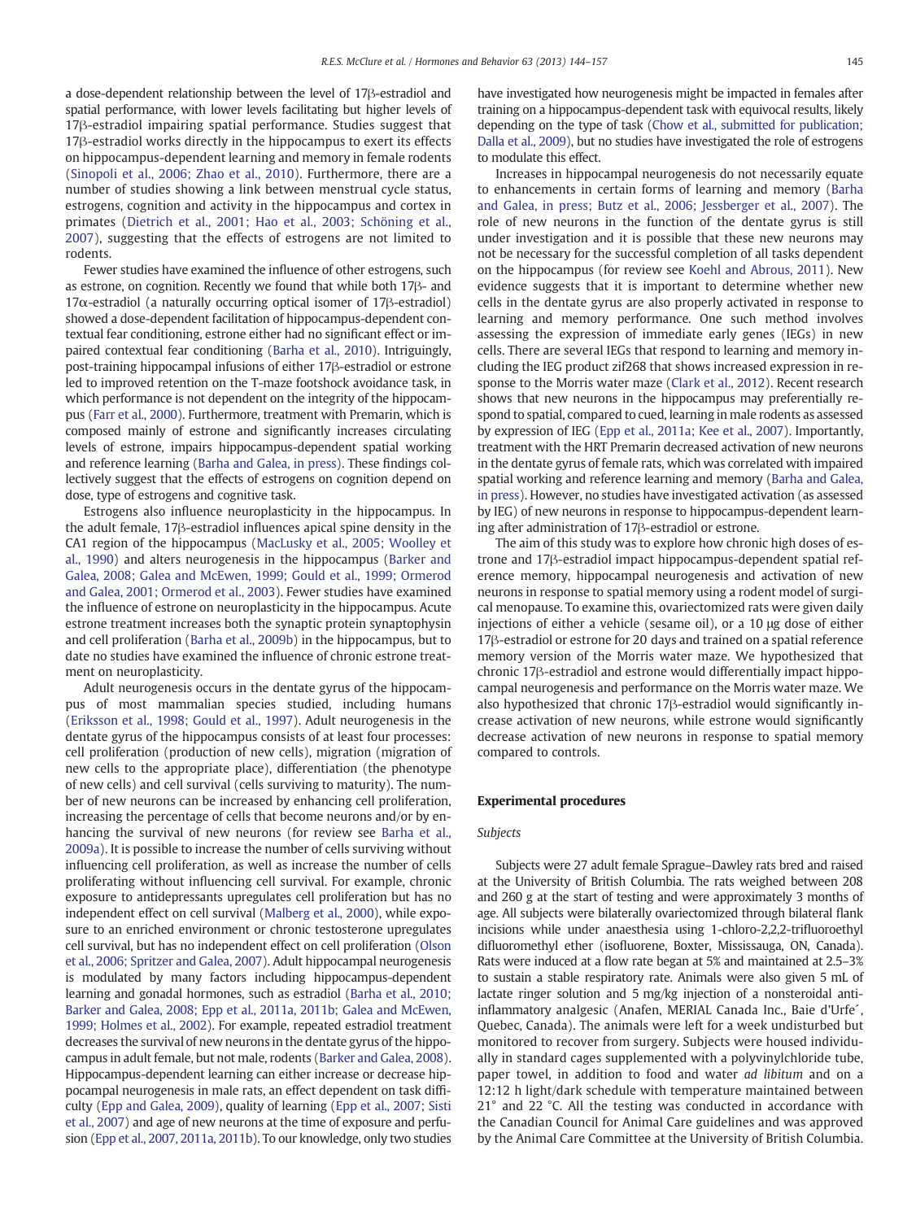a dose-dependent relationship between the level of 17β-estradiol and spatial performance, with lower levels facilitating but higher levels of 17β-estradiol impairing spatial performance. Studies suggest that 17β-estradiol works directly in the hippocampus to exert its effects on hippocampus-dependent learning and memory in female rodents (Sinopoli et al., 2006; Zhao et al., 2010). Furthermore, there are a number of studies showing a link between menstrual cycle status, estrogens, cognition and activity in the hippocampus and cortex in primates (Dietrich et al., 2001; Hao et al., 2003; Schöning et al., 2007), suggesting that the effects of estrogens are not limited to rodents.

Fewer studies have examined the influence of other estrogens, such as estrone, on cognition. Recently we found that while both 17β- and 17α-estradiol (a naturally occurring optical isomer of 17β-estradiol) showed a dose-dependent facilitation of hippocampus-dependent contextual fear conditioning, estrone either had no significant effect or impaired contextual fear conditioning (Barha et al., 2010). Intriguingly, post-training hippocampal infusions of either 17β-estradiol or estrone led to improved retention on the T-maze footshock avoidance task, in which performance is not dependent on the integrity of the hippocampus (Farr et al., 2000). Furthermore, treatment with Premarin, which is composed mainly of estrone and significantly increases circulating levels of estrone, impairs hippocampus-dependent spatial working and reference learning (Barha and Galea, in press). These findings collectively suggest that the effects of estrogens on cognition depend on dose, type of estrogens and cognitive task.

Estrogens also influence neuroplasticity in the hippocampus. In the adult female, 17β-estradiol influences apical spine density in the CA1 region of the hippocampus (MacLusky et al., 2005; Woolley et al., 1990) and alters neurogenesis in the hippocampus (Barker and Galea, 2008; Galea and McEwen, 1999; Gould et al., 1999; Ormerod and Galea, 2001; Ormerod et al., 2003). Fewer studies have examined the influence of estrone on neuroplasticity in the hippocampus. Acute estrone treatment increases both the synaptic protein synaptophysin and cell proliferation (Barha et al., 2009b) in the hippocampus, but to date no studies have examined the influence of chronic estrone treatment on neuroplasticity.

Adult neurogenesis occurs in the dentate gyrus of the hippocampus of most mammalian species studied, including humans (Eriksson et al., 1998; Gould et al., 1997). Adult neurogenesis in the dentate gyrus of the hippocampus consists of at least four processes: cell proliferation (production of new cells), migration (migration of new cells to the appropriate place), differentiation (the phenotype of new cells) and cell survival (cells surviving to maturity). The number of new neurons can be increased by enhancing cell proliferation, increasing the percentage of cells that become neurons and/or by enhancing the survival of new neurons (for review see Barha et al., 2009a). It is possible to increase the number of cells surviving without influencing cell proliferation, as well as increase the number of cells proliferating without influencing cell survival. For example, chronic exposure to antidepressants upregulates cell proliferation but has no independent effect on cell survival (Malberg et al., 2000), while exposure to an enriched environment or chronic testosterone upregulates cell survival, but has no independent effect on cell proliferation (Olson et al., 2006; Spritzer and Galea, 2007). Adult hippocampal neurogenesis is modulated by many factors including hippocampus-dependent learning and gonadal hormones, such as estradiol (Barha et al., 2010; Barker and Galea, 2008; Epp et al., 2011a, 2011b; Galea and McEwen, 1999; Holmes et al., 2002). For example, repeated estradiol treatment decreases the survival of new neurons in the dentate gyrus of the hippocampus in adult female, but not male, rodents (Barker and Galea, 2008). Hippocampus-dependent learning can either increase or decrease hippocampal neurogenesis in male rats, an effect dependent on task difficulty (Epp and Galea, 2009), quality of learning (Epp et al., 2007; Sisti et al., 2007) and age of new neurons at the time of exposure and perfusion (Epp et al., 2007, 2011a, 2011b). To our knowledge, only two studies have investigated how neurogenesis might be impacted in females after training on a hippocampus-dependent task with equivocal results, likely depending on the type of task (Chow et al., submitted for publication; Dalla et al., 2009), but no studies have investigated the role of estrogens to modulate this effect.

Increases in hippocampal neurogenesis do not necessarily equate to enhancements in certain forms of learning and memory (Barha and Galea, in press; Butz et al., 2006; Jessberger et al., 2007). The role of new neurons in the function of the dentate gyrus is still under investigation and it is possible that these new neurons may not be necessary for the successful completion of all tasks dependent on the hippocampus (for review see Koehl and Abrous, 2011). New evidence suggests that it is important to determine whether new cells in the dentate gyrus are also properly activated in response to learning and memory performance. One such method involves assessing the expression of immediate early genes (IEGs) in new cells. There are several IEGs that respond to learning and memory including the IEG product zif268 that shows increased expression in response to the Morris water maze (Clark et al., 2012). Recent research shows that new neurons in the hippocampus may preferentially respond to spatial, compared to cued, learning in male rodents as assessed by expression of IEG (Epp et al., 2011a; Kee et al., 2007). Importantly, treatment with the HRT Premarin decreased activation of new neurons in the dentate gyrus of female rats, which was correlated with impaired spatial working and reference learning and memory (Barha and Galea, in press). However, no studies have investigated activation (as assessed by IEG) of new neurons in response to hippocampus-dependent learning after administration of 17β-estradiol or estrone.

The aim of this study was to explore how chronic high doses of estrone and 17β-estradiol impact hippocampus-dependent spatial reference memory, hippocampal neurogenesis and activation of new neurons in response to spatial memory using a rodent model of surgical menopause. To examine this, ovariectomized rats were given daily injections of either a vehicle (sesame oil), or a 10 μg dose of either 17β-estradiol or estrone for 20 days and trained on a spatial reference memory version of the Morris water maze. We hypothesized that chronic 17β-estradiol and estrone would differentially impact hippocampal neurogenesis and performance on the Morris water maze. We also hypothesized that chronic 17β-estradiol would significantly increase activation of new neurons, while estrone would significantly decrease activation of new neurons in response to spatial memory compared to controls.

## Experimental procedures

### Subjects

Subjects were 27 adult female Sprague–Dawley rats bred and raised at the University of British Columbia. The rats weighed between 208 and 260 g at the start of testing and were approximately 3 months of age. All subjects were bilaterally ovariectomized through bilateral flank incisions while under anaesthesia using 1-chloro-2,2,2-trifluoroethyl difluoromethyl ether (isofluorene, Boxter, Mississauga, ON, Canada). Rats were induced at a flow rate began at 5% and maintained at 2.5–3% to sustain a stable respiratory rate. Animals were also given 5 mL of lactate ringer solution and 5 mg/kg injection of a nonsteroidal anti-inflammatory analgesic (Anafen, MERIAL Canada Inc., Baie d'Urfe´, Quebec, Canada). The animals were left for a week undisturbed but monitored to recover from surgery. Subjects were housed individually in standard cages supplemented with a polyvinylchloride tube, paper towel, in addition to food and water *ad libitum* and on a 12:12 h light/dark schedule with temperature maintained between 21° and 22 °C. All the testing was conducted in accordance with the Canadian Council for Animal Care guidelines and was approved by the Animal Care Committee at the University of British Columbia.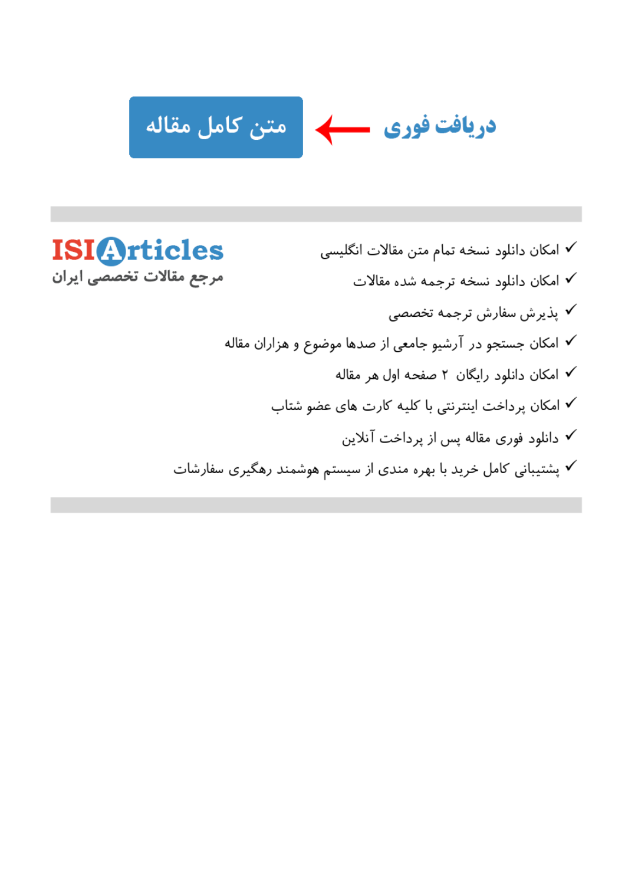دریافت فوری ← **متن کامل مقاله**

**ISIArticles**
مرجع مقالات تخصصی ایران

- ✓ امکان دانلود نسخه تمام متن مقالات انگلیسی
- ✓ امکان دانلود نسخه ترجمه شده مقالات
- ✓ پذیرش سفارش ترجمه تخصصی
- ✓ امکان جستجو در آرشیو جامعی از صدها موضوع و هزاران مقاله
- ✓ امکان دانلود رایگان ۲ صفحه اول هر مقاله
- ✓ امکان پرداخت اینترنتی با کلیه کارت های عضو شتاب
- ✓ دانلود فوری مقاله پس از پرداخت آنلاین
- ✓ پشتیبانی کامل خرید با بهره مندی از سیستم هوشمند رهگیری سفارشات